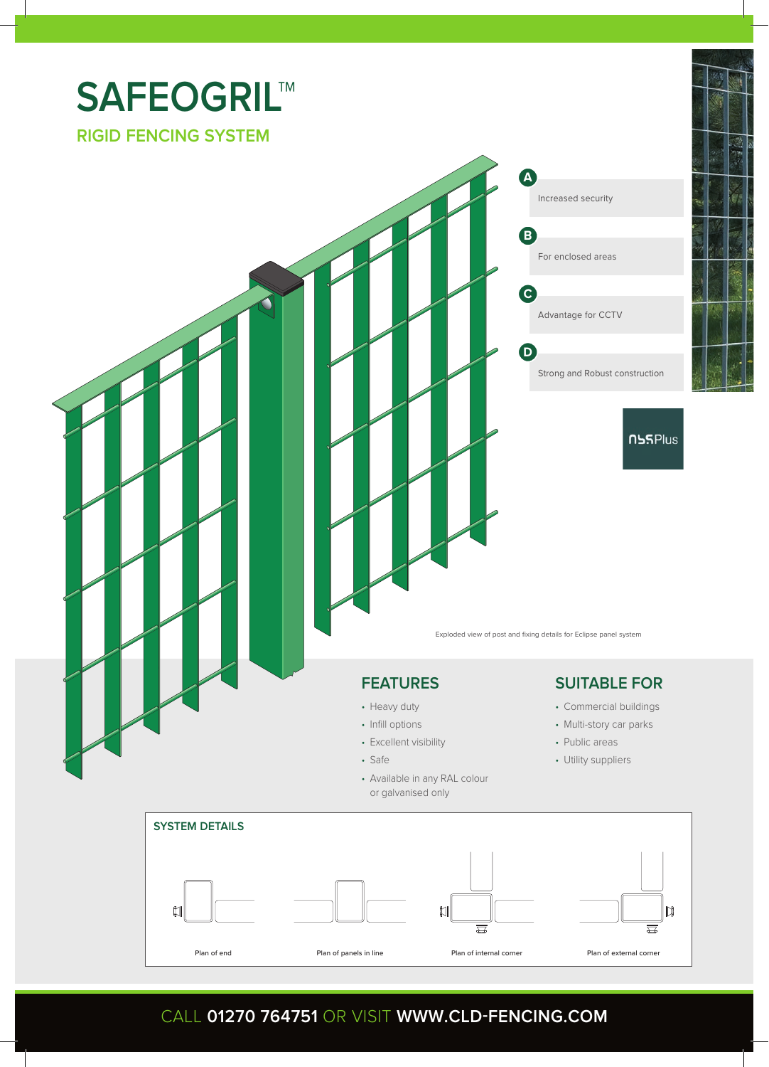# SAFEOGRIL™

## RIGID FENCING SYSTEM

**A** Increased security

**B** For enclosed areas

**C** Advantage for CCTV

**D** Strong and Robust construction

NSSPlus

Exploded view of post and fixing details for Eclipse panel system

## FEATURES

- Heavy duty
- Infill options
- Excellent visibility
- Safe
- Available in any RAL colour or galvanised only

## SUITABLE FOR

- Commercial buildings
- Multi-story car parks
- Public areas
- Utility suppliers

### SYSTEM DETAILS

Plan of end

Plan of panels in line

Plan of internal corner

Plan of external corner

CALL **01270 764751** OR VISIT **WWW.CLD-FENCING.COM**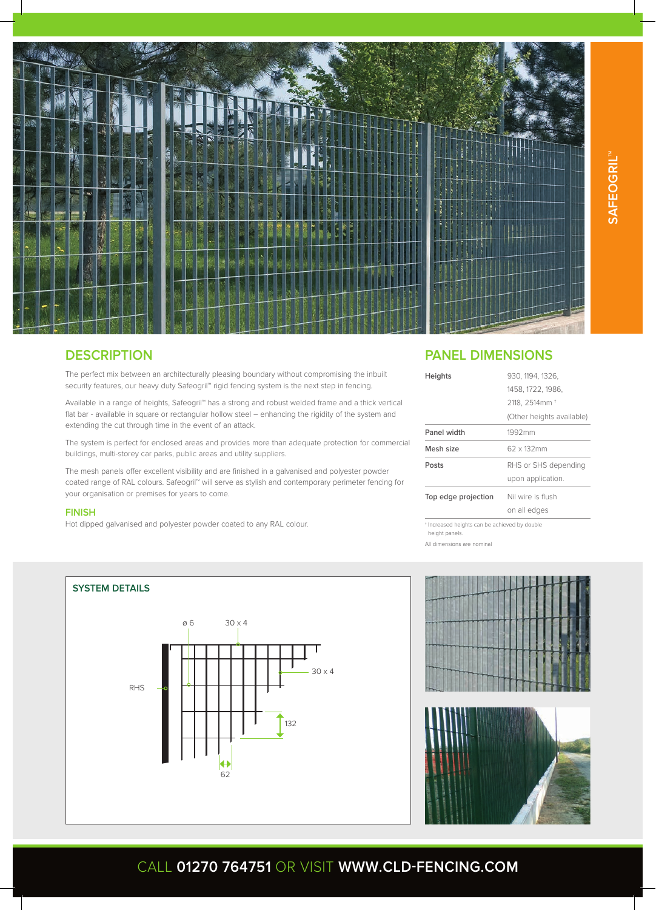SAFEOGRIL™

## DESCRIPTION

The perfect mix between an architecturally pleasing boundary without compromising the inbuilt security features, our heavy duty Safeogril™ rigid fencing system is the next step in fencing.

Available in a range of heights, Safeogril™ has a strong and robust welded frame and a thick vertical flat bar - available in square or rectangular hollow steel – enhancing the rigidity of the system and extending the cut through time in the event of an attack.

The system is perfect for enclosed areas and provides more than adequate protection for commercial buildings, multi-storey car parks, public areas and utility suppliers.

The mesh panels offer excellent visibility and are finished in a galvanised and polyester powder coated range of RAL colours. Safeogril™ will serve as stylish and contemporary perimeter fencing for your organisation or premises for years to come.

### FINISH

Hot dipped galvanised and polyester powder coated to any RAL colour.

## PANEL DIMENSIONS

| | |
|---|---|
| **Heights** | 930, 1194, 1326, 1458, 1722, 1986, 2118, 2514mm † (Other heights available) |
| **Panel width** | 1992mm |
| **Mesh size** | 62 x 132mm |
| **Posts** | RHS or SHS depending upon application. |
| **Top edge projection** | Nil wire is flush on all edges |

† Increased heights can be achieved by double height panels.

All dimensions are nominal

### SYSTEM DETAILS

ø 6
30 x 4
30 x 4
RHS
132
62

CALL **01270 764751** OR VISIT **WWW.CLD-FENCING.COM**